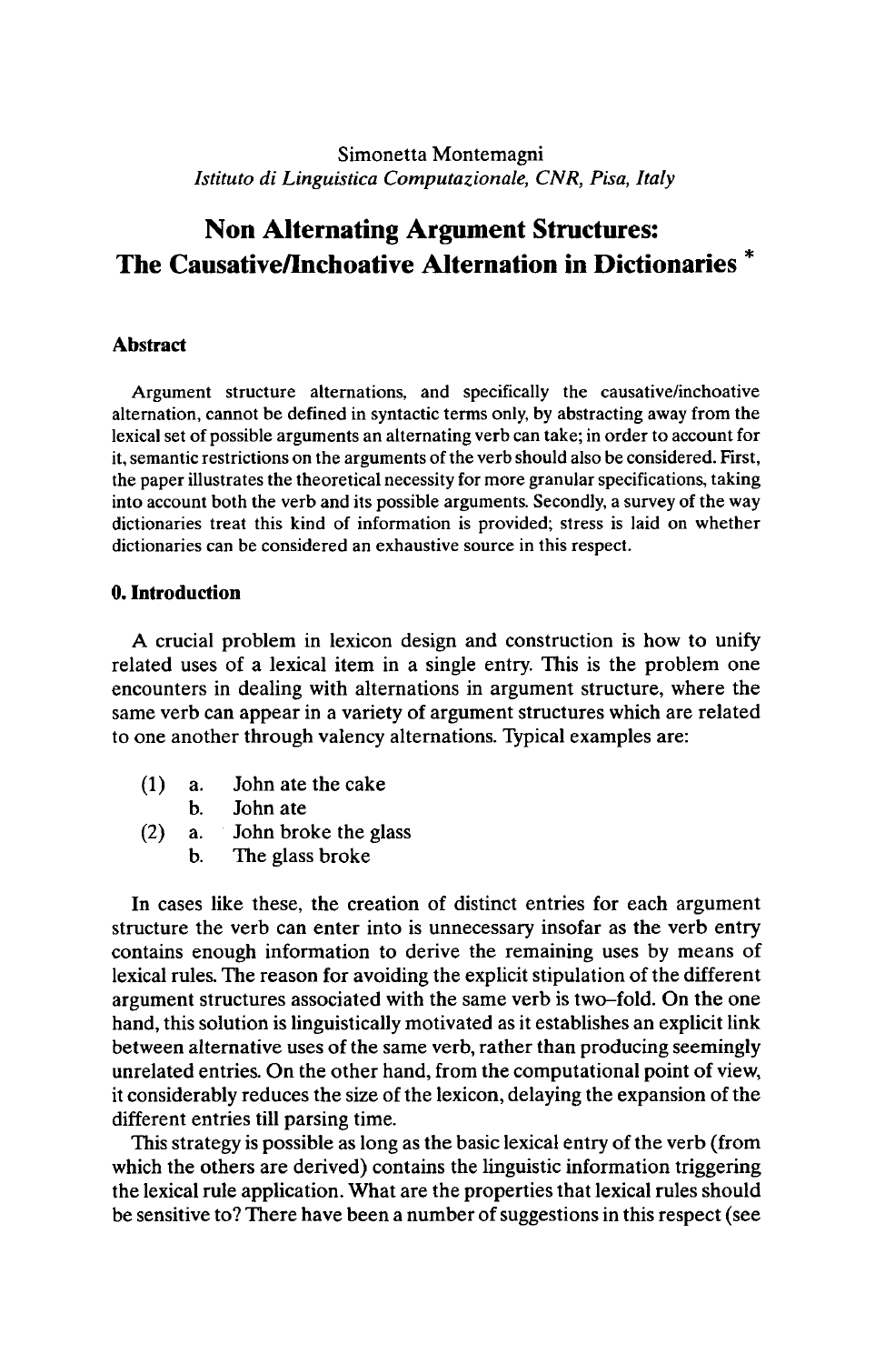Simonetta Montemagni
*Istituto di Linguistica Computazionale, CNR, Pisa, Italy*

# Non Alternating Argument Structures: The Causative/Inchoative Alternation in Dictionaries *

## Abstract

Argument structure alternations, and specifically the causative/inchoative alternation, cannot be defined in syntactic terms only, by abstracting away from the lexical set of possible arguments an alternating verb can take; in order to account for it, semantic restrictions on the arguments of the verb should also be considered. First, the paper illustrates the theoretical necessity for more granular specifications, taking into account both the verb and its possible arguments. Secondly, a survey of the way dictionaries treat this kind of information is provided; stress is laid on whether dictionaries can be considered an exhaustive source in this respect.

## 0. Introduction

A crucial problem in lexicon design and construction is how to unify related uses of a lexical item in a single entry. This is the problem one encounters in dealing with alternations in argument structure, where the same verb can appear in a variety of argument structures which are related to one another through valency alternations. Typical examples are:

(1) a. John ate the cake
    b. John ate
(2) a. John broke the glass
    b. The glass broke

In cases like these, the creation of distinct entries for each argument structure the verb can enter into is unnecessary insofar as the verb entry contains enough information to derive the remaining uses by means of lexical rules. The reason for avoiding the explicit stipulation of the different argument structures associated with the same verb is two–fold. On the one hand, this solution is linguistically motivated as it establishes an explicit link between alternative uses of the same verb, rather than producing seemingly unrelated entries. On the other hand, from the computational point of view, it considerably reduces the size of the lexicon, delaying the expansion of the different entries till parsing time.

This strategy is possible as long as the basic lexical entry of the verb (from which the others are derived) contains the linguistic information triggering the lexical rule application. What are the properties that lexical rules should be sensitive to? There have been a number of suggestions in this respect (see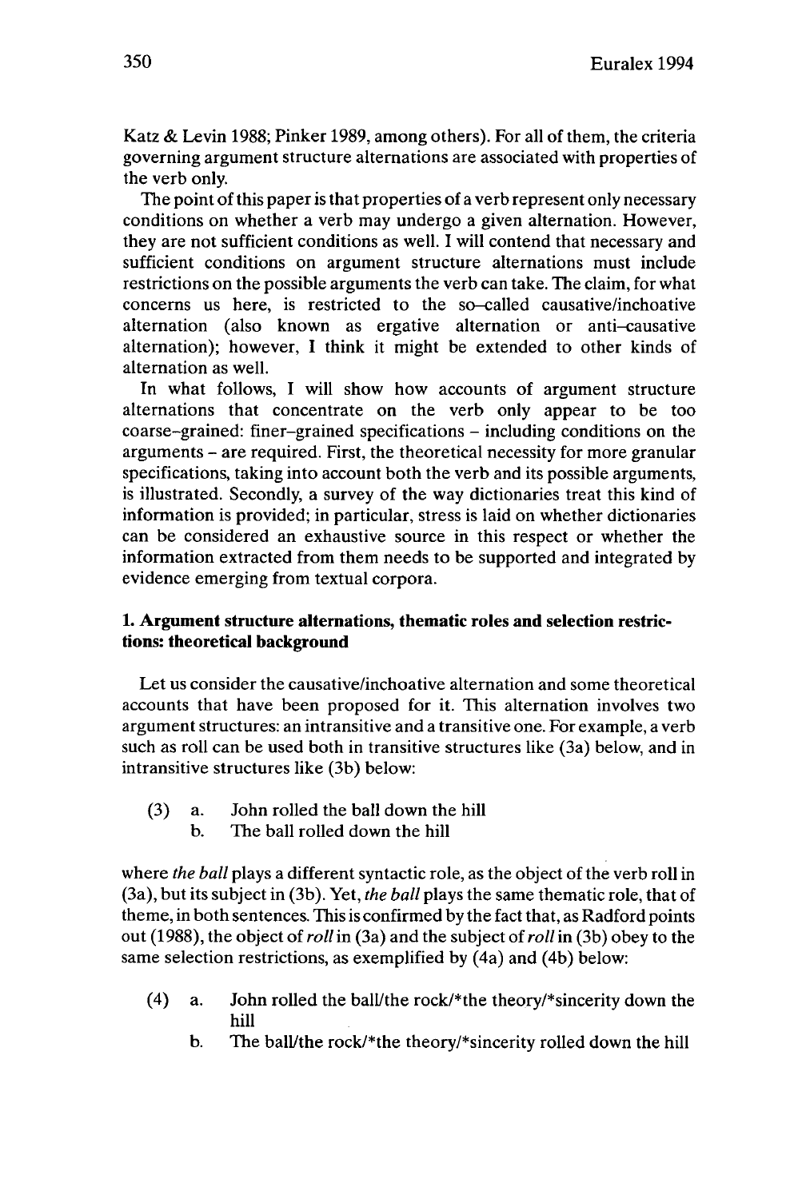Katz & Levin 1988; Pinker 1989, among others). For all of them, the criteria governing argument structure alternations are associated with properties of the verb only.

The point of this paper is that properties of a verb represent only necessary conditions on whether a verb may undergo a given alternation. However, they are not sufficient conditions as well. I will contend that necessary and sufficient conditions on argument structure alternations must include restrictions on the possible arguments the verb can take. The claim, for what concerns us here, is restricted to the so–called causative/inchoative alternation (also known as ergative alternation or anti–causative alternation); however, I think it might be extended to other kinds of alternation as well.

In what follows, I will show how accounts of argument structure alternations that concentrate on the verb only appear to be too coarse-grained: finer-grained specifications – including conditions on the arguments – are required. First, the theoretical necessity for more granular specifications, taking into account both the verb and its possible arguments, is illustrated. Secondly, a survey of the way dictionaries treat this kind of information is provided; in particular, stress is laid on whether dictionaries can be considered an exhaustive source in this respect or whether the information extracted from them needs to be supported and integrated by evidence emerging from textual corpora.

## 1. Argument structure alternations, thematic roles and selection restrictions: theoretical background

Let us consider the causative/inchoative alternation and some theoretical accounts that have been proposed for it. This alternation involves two argument structures: an intransitive and a transitive one. For example, a verb such as roll can be used both in transitive structures like (3a) below, and in intransitive structures like (3b) below:

(3) a. John rolled the ball down the hill
   b. The ball rolled down the hill

where *the ball* plays a different syntactic role, as the object of the verb roll in (3a), but its subject in (3b). Yet, *the ball* plays the same thematic role, that of theme, in both sentences. This is confirmed by the fact that, as Radford points out (1988), the object of *roll* in (3a) and the subject of *roll* in (3b) obey to the same selection restrictions, as exemplified by (4a) and (4b) below:

(4) a. John rolled the ball/the rock/*the theory/*sincerity down the hill
   b. The ball/the rock/*the theory/*sincerity rolled down the hill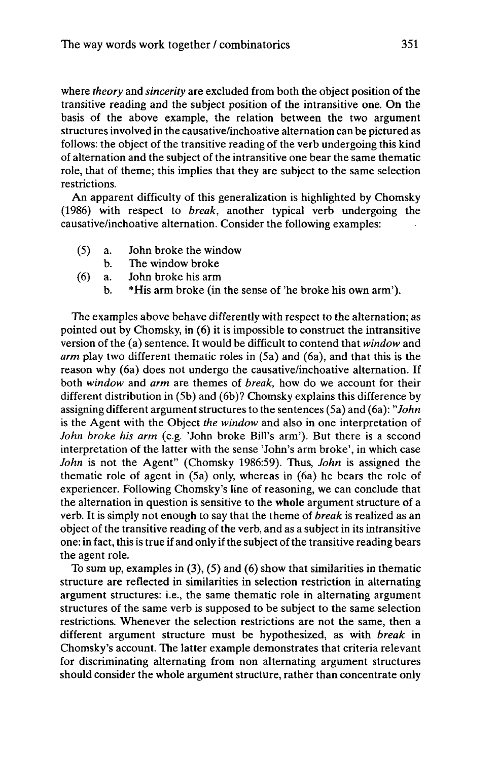where *theory* and *sincerity* are excluded from both the object position of the transitive reading and the subject position of the intransitive one. On the basis of the above example, the relation between the two argument structures involved in the causative/inchoative alternation can be pictured as follows: the object of the transitive reading of the verb undergoing this kind of alternation and the subject of the intransitive one bear the same thematic role, that of theme; this implies that they are subject to the same selection restrictions.

An apparent difficulty of this generalization is highlighted by Chomsky (1986) with respect to *break*, another typical verb undergoing the causative/inchoative alternation. Consider the following examples:

(5) a. John broke the window
    b. The window broke

(6) a. John broke his arm
    b. *His arm broke (in the sense of 'he broke his own arm').

The examples above behave differently with respect to the alternation; as pointed out by Chomsky, in (6) it is impossible to construct the intransitive version of the (a) sentence. It would be difficult to contend that *window* and *arm* play two different thematic roles in (5a) and (6a), and that this is the reason why (6a) does not undergo the causative/inchoative alternation. If both *window* and *arm* are themes of *break*, how do we account for their different distribution in (5b) and (6b)? Chomsky explains this difference by assigning different argument structures to the sentences (5a) and (6a): "*John* is the Agent with the Object *the window* and also in one interpretation of *John broke his arm* (e.g. 'John broke Bill's arm'). But there is a second interpretation of the latter with the sense 'John's arm broke', in which case *John* is not the Agent" (Chomsky 1986:59). Thus, *John* is assigned the thematic role of agent in (5a) only, whereas in (6a) he bears the role of experiencer. Following Chomsky's line of reasoning, we can conclude that the alternation in question is sensitive to the **whole** argument structure of a verb. It is simply not enough to say that the theme of *break* is realized as an object of the transitive reading of the verb, and as a subject in its intransitive one: in fact, this is true if and only if the subject of the transitive reading bears the agent role.

To sum up, examples in (3), (5) and (6) show that similarities in thematic structure are reflected in similarities in selection restriction in alternating argument structures: i.e., the same thematic role in alternating argument structures of the same verb is supposed to be subject to the same selection restrictions. Whenever the selection restrictions are not the same, then a different argument structure must be hypothesized, as with *break* in Chomsky's account. The latter example demonstrates that criteria relevant for discriminating alternating from non alternating argument structures should consider the whole argument structure, rather than concentrate only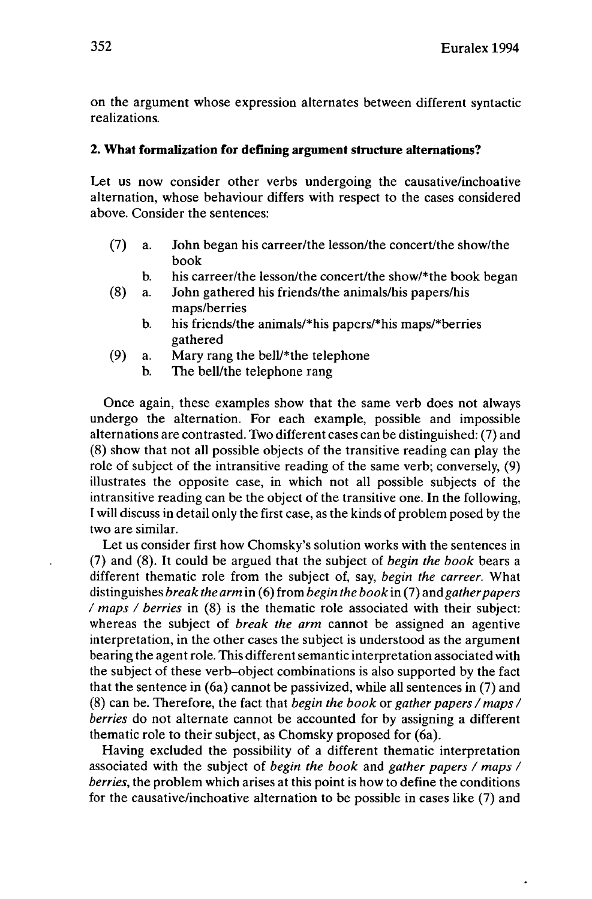on the argument whose expression alternates between different syntactic realizations.

## 2. What formalization for defining argument structure alternations?

Let us now consider other verbs undergoing the causative/inchoative alternation, whose behaviour differs with respect to the cases considered above. Consider the sentences:

(7) a. John began his carreer/the lesson/the concert/the show/the book
    b. his carreer/the lesson/the concert/the show/*the book began

(8) a. John gathered his friends/the animals/his papers/his maps/berries
    b. his friends/the animals/*his papers/*his maps/*berries gathered

(9) a. Mary rang the bell/*the telephone
    b. The bell/the telephone rang

Once again, these examples show that the same verb does not always undergo the alternation. For each example, possible and impossible alternations are contrasted. Two different cases can be distinguished: (7) and (8) show that not all possible objects of the transitive reading can play the role of subject of the intransitive reading of the same verb; conversely, (9) illustrates the opposite case, in which not all possible subjects of the intransitive reading can be the object of the transitive one. In the following, I will discuss in detail only the first case, as the kinds of problem posed by the two are similar.

Let us consider first how Chomsky's solution works with the sentences in (7) and (8). It could be argued that the subject of *begin the book* bears a different thematic role from the subject of, say, *begin the carreer.* What distinguishes *break the arm* in (6) from *begin the book* in (7) and *gather papers / maps / berries* in (8) is the thematic role associated with their subject: whereas the subject of *break the arm* cannot be assigned an agentive interpretation, in the other cases the subject is understood as the argument bearing the agent role. This different semantic interpretation associated with the subject of these verb–object combinations is also supported by the fact that the sentence in (6a) cannot be passivized, while all sentences in (7) and (8) can be. Therefore, the fact that *begin the book* or *gather papers / maps / berries* do not alternate cannot be accounted for by assigning a different thematic role to their subject, as Chomsky proposed for (6a).

Having excluded the possibility of a different thematic interpretation associated with the subject of *begin the book* and *gather papers / maps / berries*, the problem which arises at this point is how to define the conditions for the causative/inchoative alternation to be possible in cases like (7) and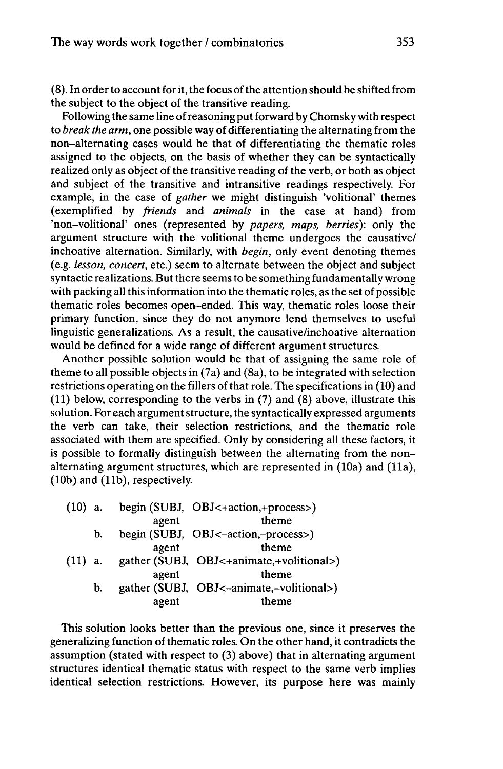(8). In order to account for it, the focus of the attention should be shifted from the subject to the object of the transitive reading.

Following the same line of reasoning put forward by Chomsky with respect to *break the arm*, one possible way of differentiating the alternating from the non–alternating cases would be that of differentiating the thematic roles assigned to the objects, on the basis of whether they can be syntactically realized only as object of the transitive reading of the verb, or both as object and subject of the transitive and intransitive readings respectively. For example, in the case of *gather* we might distinguish 'volitional' themes (exemplified by *friends* and *animals* in the case at hand) from 'non–volitional' ones (represented by *papers, maps, berries*): only the argument structure with the volitional theme undergoes the causative/inchoative alternation. Similarly, with *begin*, only event denoting themes (e.g. *lesson, concert*, etc.) seem to alternate between the object and subject syntactic realizations. But there seems to be something fundamentally wrong with packing all this information into the thematic roles, as the set of possible thematic roles becomes open–ended. This way, thematic roles loose their primary function, since they do not anymore lend themselves to useful linguistic generalizations. As a result, the causative/inchoative alternation would be defined for a wide range of different argument structures.

Another possible solution would be that of assigning the same role of theme to all possible objects in (7a) and (8a), to be integrated with selection restrictions operating on the fillers of that role. The specifications in (10) and (11) below, corresponding to the verbs in (7) and (8) above, illustrate this solution. For each argument structure, the syntactically expressed arguments the verb can take, their selection restrictions, and the thematic role associated with them are specified. Only by considering all these factors, it is possible to formally distinguish between the alternating from the non–alternating argument structures, which are represented in (10a) and (11a), (10b) and (11b), respectively.

```
(10) a.   begin (SUBJ,  OBJ<+action,+process>)
                 agent           theme
     b.   begin (SUBJ,  OBJ<–action,–process>)
                 agent           theme
(11) a.   gather (SUBJ,  OBJ<+animate,+volitional>)
                  agent           theme
     b.   gather (SUBJ,  OBJ<–animate,–volitional>)
                  agent           theme
```

This solution looks better than the previous one, since it preserves the generalizing function of thematic roles. On the other hand, it contradicts the assumption (stated with respect to (3) above) that in alternating argument structures identical thematic status with respect to the same verb implies identical selection restrictions. However, its purpose here was mainly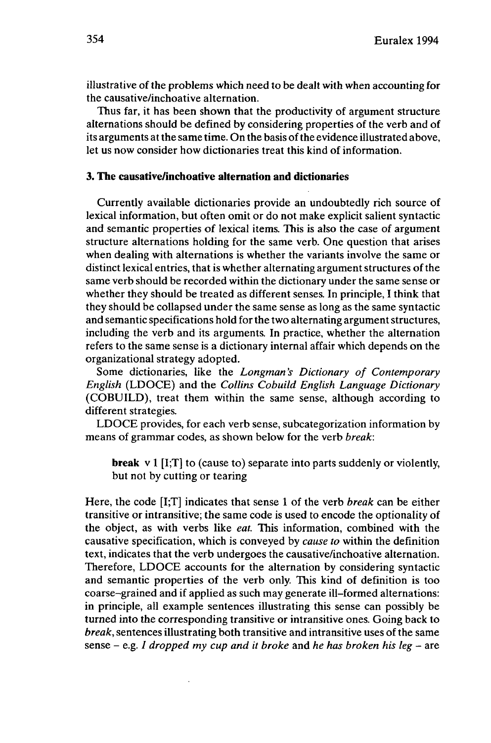illustrative of the problems which need to be dealt with when accounting for the causative/inchoative alternation.

Thus far, it has been shown that the productivity of argument structure alternations should be defined by considering properties of the verb and of its arguments at the same time. On the basis of the evidence illustrated above, let us now consider how dictionaries treat this kind of information.

### 3. The causative/inchoative alternation and dictionaries

Currently available dictionaries provide an undoubtedly rich source of lexical information, but often omit or do not make explicit salient syntactic and semantic properties of lexical items. This is also the case of argument structure alternations holding for the same verb. One question that arises when dealing with alternations is whether the variants involve the same or distinct lexical entries, that is whether alternating argument structures of the same verb should be recorded within the dictionary under the same sense or whether they should be treated as different senses. In principle, I think that they should be collapsed under the same sense as long as the same syntactic and semantic specifications hold for the two alternating argument structures, including the verb and its arguments. In practice, whether the alternation refers to the same sense is a dictionary internal affair which depends on the organizational strategy adopted.

Some dictionaries, like the *Longman's Dictionary of Contemporary English* (LDOCE) and the *Collins Cobuild English Language Dictionary* (COBUILD), treat them within the same sense, although according to different strategies.

LDOCE provides, for each verb sense, subcategorization information by means of grammar codes, as shown below for the verb *break*:

> **break** v 1 [I;T] to (cause to) separate into parts suddenly or violently, but not by cutting or tearing

Here, the code [I;T] indicates that sense 1 of the verb *break* can be either transitive or intransitive; the same code is used to encode the optionality of the object, as with verbs like *eat*. This information, combined with the causative specification, which is conveyed by *cause to* within the definition text, indicates that the verb undergoes the causative/inchoative alternation. Therefore, LDOCE accounts for the alternation by considering syntactic and semantic properties of the verb only. This kind of definition is too coarse-grained and if applied as such may generate ill-formed alternations: in principle, all example sentences illustrating this sense can possibly be turned into the corresponding transitive or intransitive ones. Going back to *break*, sentences illustrating both transitive and intransitive uses of the same sense – e.g. *I dropped my cup and it broke* and *he has broken his leg* – are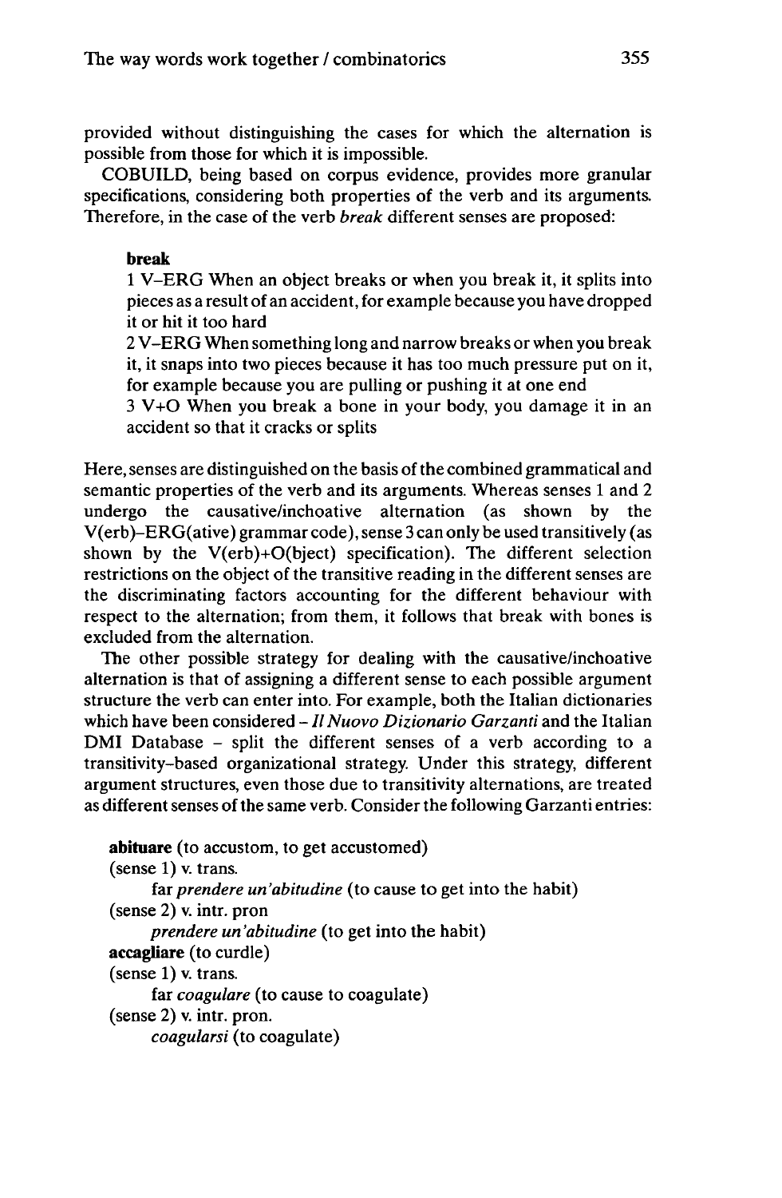provided without distinguishing the cases for which the alternation is possible from those for which it is impossible.

COBUILD, being based on corpus evidence, provides more granular specifications, considering both properties of the verb and its arguments. Therefore, in the case of the verb *break* different senses are proposed:

> **break**
> 1 V–ERG When an object breaks or when you break it, it splits into pieces as a result of an accident, for example because you have dropped it or hit it too hard
> 2 V–ERG When something long and narrow breaks or when you break it, it snaps into two pieces because it has too much pressure put on it, for example because you are pulling or pushing it at one end
> 3 V+O When you break a bone in your body, you damage it in an accident so that it cracks or splits

Here, senses are distinguished on the basis of the combined grammatical and semantic properties of the verb and its arguments. Whereas senses 1 and 2 undergo the causative/inchoative alternation (as shown by the V(erb)–ERG(ative) grammar code), sense 3 can only be used transitively (as shown by the V(erb)+O(bject) specification). The different selection restrictions on the object of the transitive reading in the different senses are the discriminating factors accounting for the different behaviour with respect to the alternation; from them, it follows that break with bones is excluded from the alternation.

The other possible strategy for dealing with the causative/inchoative alternation is that of assigning a different sense to each possible argument structure the verb can enter into. For example, both the Italian dictionaries which have been considered – *Il Nuovo Dizionario Garzanti* and the Italian DMI Database – split the different senses of a verb according to a transitivity-based organizational strategy. Under this strategy, different argument structures, even those due to transitivity alternations, are treated as different senses of the same verb. Consider the following Garzanti entries:

> **abituare** (to accustom, to get accustomed)
> (sense 1) v. trans.
>     far *prendere un'abitudine* (to cause to get into the habit)
> (sense 2) v. intr. pron
>     *prendere un'abitudine* (to get into the habit)
> **accagliare** (to curdle)
> (sense 1) v. trans.
>     far *coagulare* (to cause to coagulate)
> (sense 2) v. intr. pron.
>     *coagularsi* (to coagulate)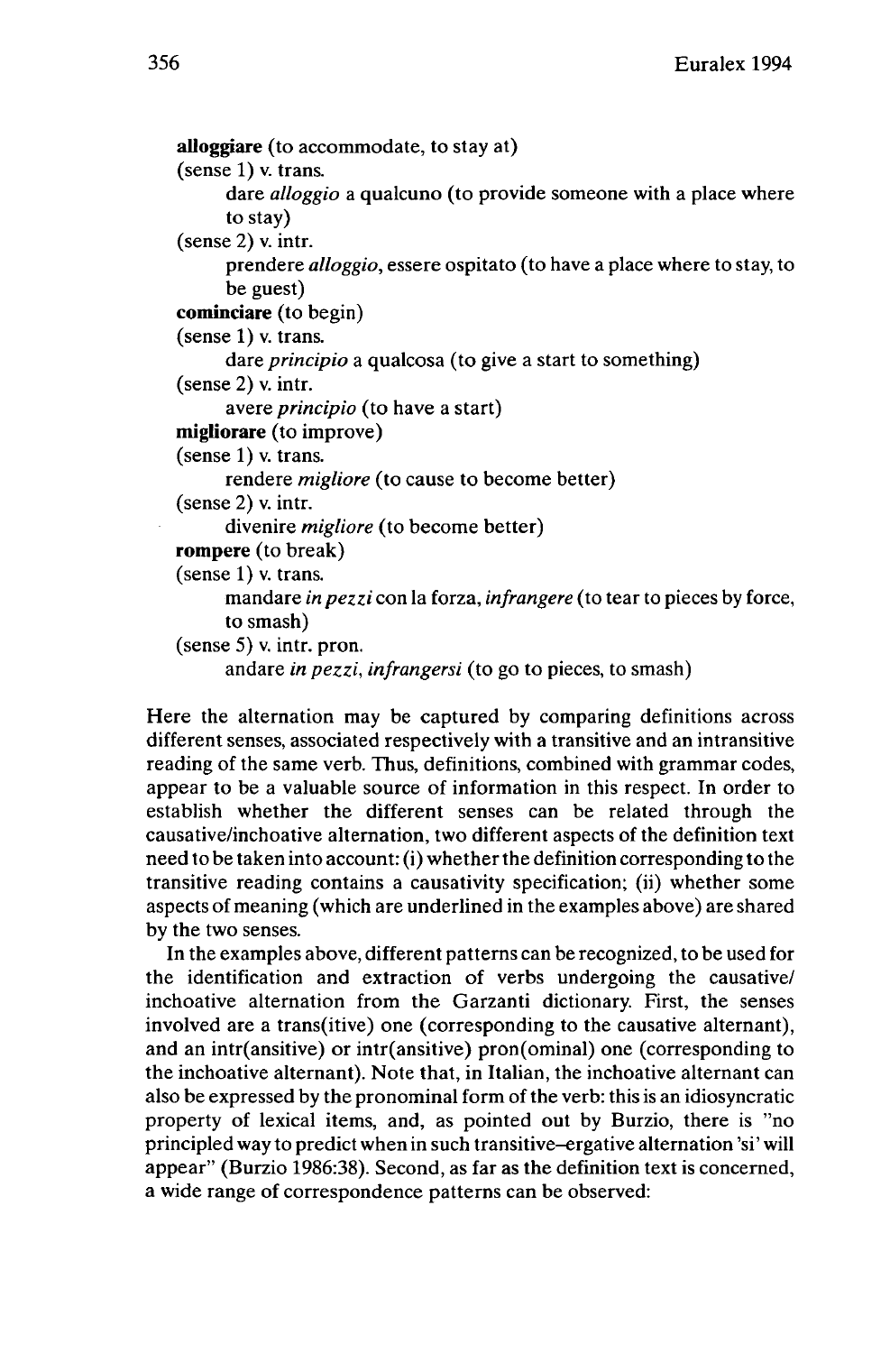**alloggiare** (to accommodate, to stay at)

(sense 1) v. trans.

dare *alloggio* a qualcuno (to provide someone with a place where to stay)

(sense 2) v. intr.

prendere *alloggio*, essere ospitato (to have a place where to stay, to be guest)

**cominciare** (to begin)

(sense 1) v. trans.

dare *principio* a qualcosa (to give a start to something)

(sense 2) v. intr.

avere *principio* (to have a start)

**migliorare** (to improve)

(sense 1) v. trans.

rendere *migliore* (to cause to become better)

(sense 2) v. intr.

divenire *migliore* (to become better)

**rompere** (to break)

(sense 1) v. trans.

mandare *in pezzi* con la forza, *infrangere* (to tear to pieces by force, to smash)

(sense 5) v. intr. pron.

andare *in pezzi*, *infrangersi* (to go to pieces, to smash)

Here the alternation may be captured by comparing definitions across different senses, associated respectively with a transitive and an intransitive reading of the same verb. Thus, definitions, combined with grammar codes, appear to be a valuable source of information in this respect. In order to establish whether the different senses can be related through the causative/inchoative alternation, two different aspects of the definition text need to be taken into account: (i) whether the definition corresponding to the transitive reading contains a causativity specification; (ii) whether some aspects of meaning (which are underlined in the examples above) are shared by the two senses.

In the examples above, different patterns can be recognized, to be used for the identification and extraction of verbs undergoing the causative/inchoative alternation from the Garzanti dictionary. First, the senses involved are a trans(itive) one (corresponding to the causative alternant), and an intr(ansitive) or intr(ansitive) pron(ominal) one (corresponding to the inchoative alternant). Note that, in Italian, the inchoative alternant can also be expressed by the pronominal form of the verb: this is an idiosyncratic property of lexical items, and, as pointed out by Burzio, there is "no principled way to predict when in such transitive–ergative alternation 'si' will appear" (Burzio 1986:38). Second, as far as the definition text is concerned, a wide range of correspondence patterns can be observed: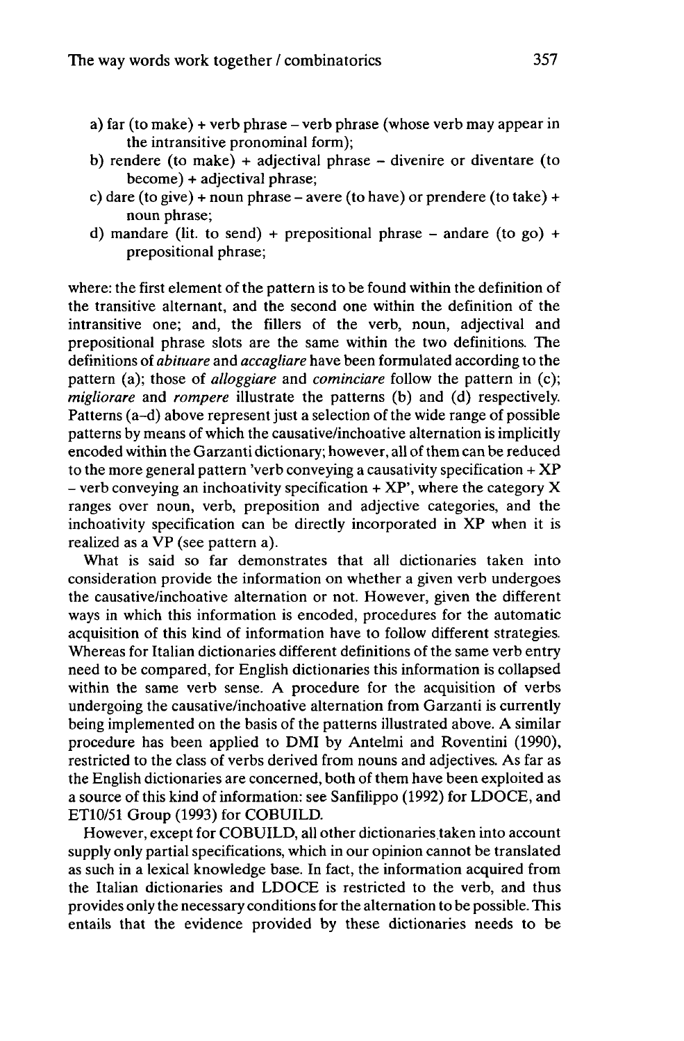a) far (to make) + verb phrase – verb phrase (whose verb may appear in the intransitive pronominal form);
b) rendere (to make) + adjectival phrase – divenire or diventare (to become) + adjectival phrase;
c) dare (to give) + noun phrase – avere (to have) or prendere (to take) + noun phrase;
d) mandare (lit. to send) + prepositional phrase – andare (to go) + prepositional phrase;

where: the first element of the pattern is to be found within the definition of the transitive alternant, and the second one within the definition of the intransitive one; and, the fillers of the verb, noun, adjectival and prepositional phrase slots are the same within the two definitions. The definitions of *abituare* and *accagliare* have been formulated according to the pattern (a); those of *alloggiare* and *cominciare* follow the pattern in (c); *migliorare* and *rompere* illustrate the patterns (b) and (d) respectively. Patterns (a–d) above represent just a selection of the wide range of possible patterns by means of which the causative/inchoative alternation is implicitly encoded within the Garzanti dictionary; however, all of them can be reduced to the more general pattern 'verb conveying a causativity specification + XP – verb conveying an inchoativity specification + XP', where the category X ranges over noun, verb, preposition and adjective categories, and the inchoativity specification can be directly incorporated in XP when it is realized as a VP (see pattern a).

What is said so far demonstrates that all dictionaries taken into consideration provide the information on whether a given verb undergoes the causative/inchoative alternation or not. However, given the different ways in which this information is encoded, procedures for the automatic acquisition of this kind of information have to follow different strategies. Whereas for Italian dictionaries different definitions of the same verb entry need to be compared, for English dictionaries this information is collapsed within the same verb sense. A procedure for the acquisition of verbs undergoing the causative/inchoative alternation from Garzanti is currently being implemented on the basis of the patterns illustrated above. A similar procedure has been applied to DMI by Antelmi and Roventini (1990), restricted to the class of verbs derived from nouns and adjectives. As far as the English dictionaries are concerned, both of them have been exploited as a source of this kind of information: see Sanfilippo (1992) for LDOCE, and ET10/51 Group (1993) for COBUILD.

However, except for COBUILD, all other dictionaries taken into account supply only partial specifications, which in our opinion cannot be translated as such in a lexical knowledge base. In fact, the information acquired from the Italian dictionaries and LDOCE is restricted to the verb, and thus provides only the necessary conditions for the alternation to be possible. This entails that the evidence provided by these dictionaries needs to be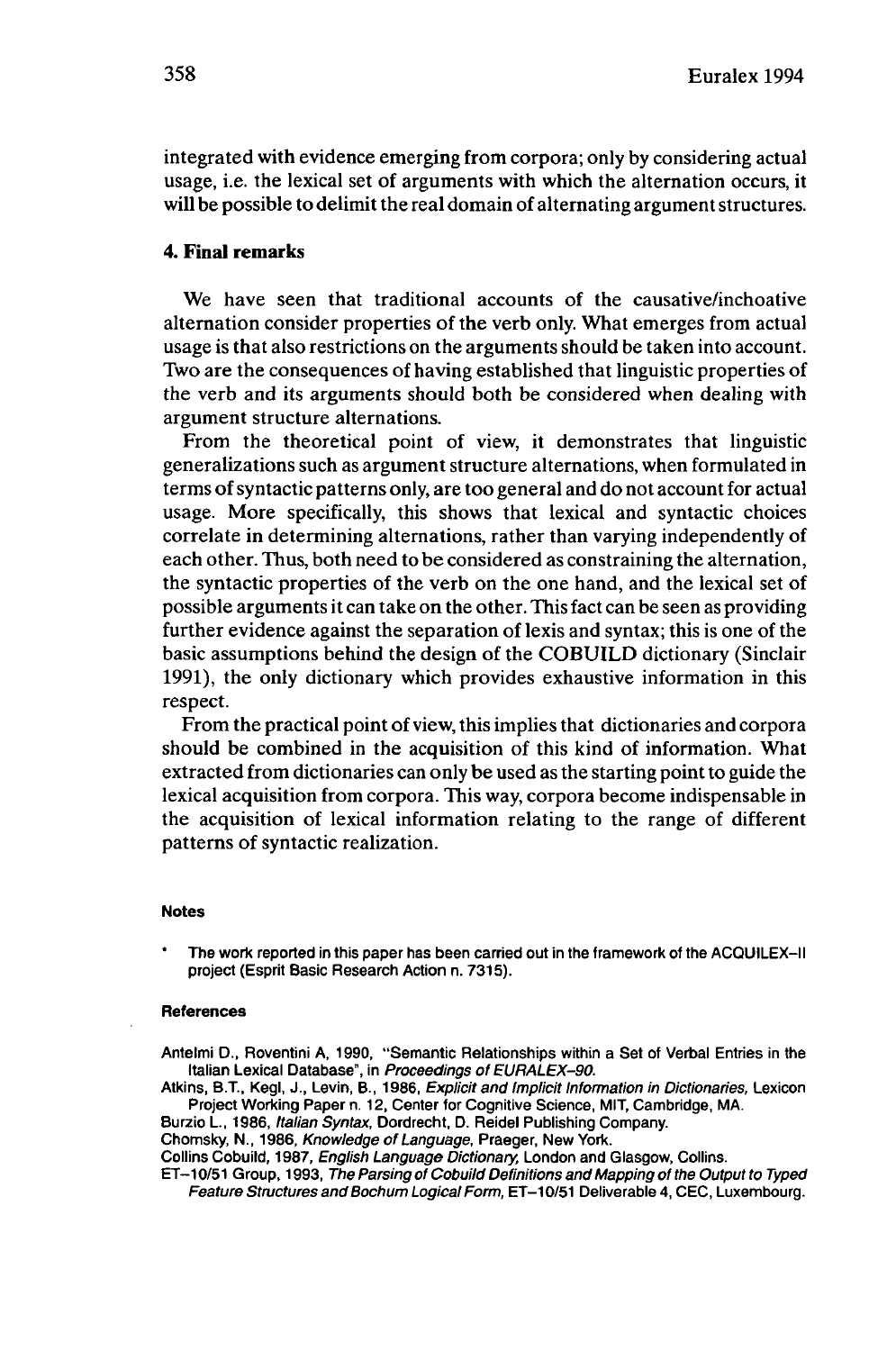integrated with evidence emerging from corpora; only by considering actual usage, i.e. the lexical set of arguments with which the alternation occurs, it will be possible to delimit the real domain of alternating argument structures.

## 4. Final remarks

We have seen that traditional accounts of the causative/inchoative alternation consider properties of the verb only. What emerges from actual usage is that also restrictions on the arguments should be taken into account. Two are the consequences of having established that linguistic properties of the verb and its arguments should both be considered when dealing with argument structure alternations.

From the theoretical point of view, it demonstrates that linguistic generalizations such as argument structure alternations, when formulated in terms of syntactic patterns only, are too general and do not account for actual usage. More specifically, this shows that lexical and syntactic choices correlate in determining alternations, rather than varying independently of each other. Thus, both need to be considered as constraining the alternation, the syntactic properties of the verb on the one hand, and the lexical set of possible arguments it can take on the other. This fact can be seen as providing further evidence against the separation of lexis and syntax; this is one of the basic assumptions behind the design of the COBUILD dictionary (Sinclair 1991), the only dictionary which provides exhaustive information in this respect.

From the practical point of view, this implies that dictionaries and corpora should be combined in the acquisition of this kind of information. What extracted from dictionaries can only be used as the starting point to guide the lexical acquisition from corpora. This way, corpora become indispensable in the acquisition of lexical information relating to the range of different patterns of syntactic realization.

#### Notes

* The work reported in this paper has been carried out in the framework of the ACQUILEX–II project (Esprit Basic Research Action n. 7315).

#### References

Antelmi D., Roventini A, 1990, "Semantic Relationships within a Set of Verbal Entries in the Italian Lexical Database", in *Proceedings of EURALEX-90.*

Atkins, B.T., Kegl, J., Levin, B., 1986, *Explicit and Implicit Information in Dictionaries,* Lexicon Project Working Paper n. 12, Center for Cognitive Science, MIT, Cambridge, MA.

Burzio L., 1986, *Italian Syntax,* Dordrecht, D. Reidel Publishing Company.

Chomsky, N., 1986, *Knowledge of Language,* Praeger, New York.

Collins Cobuild, 1987, *English Language Dictionary,* London and Glasgow, Collins.

ET–10/51 Group, 1993, *The Parsing of Cobuild Definitions and Mapping of the Output to Typed Feature Structures and Bochum Logical Form,* ET–10/51 Deliverable 4, CEC, Luxembourg.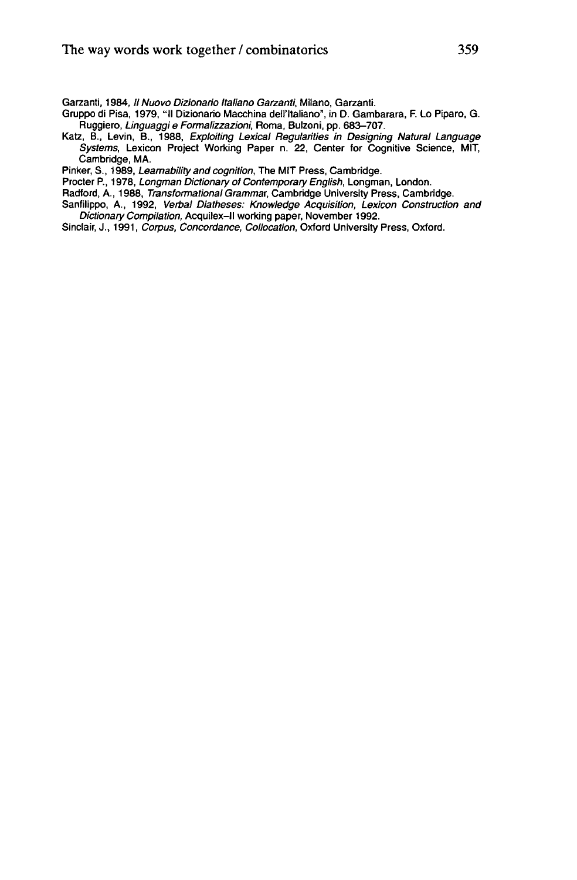Garzanti, 1984, *Il Nuovo Dizionario Italiano Garzanti*, Milano, Garzanti.

Gruppo di Pisa, 1979, "Il Dizionario Macchina dell'Italiano", in D. Gambarara, F. Lo Piparo, G. Ruggiero, *Linguaggi e Formalizzazioni*, Roma, Bulzoni, pp. 683–707.

Katz, B., Levin, B., 1988, *Exploiting Lexical Regularities in Designing Natural Language Systems*, Lexicon Project Working Paper n. 22, Center for Cognitive Science, MIT, Cambridge, MA.

Pinker, S., 1989, *Learnability and cognition*, The MIT Press, Cambridge.

Procter P., 1978, *Longman Dictionary of Contemporary English*, Longman, London.

Radford, A., 1988, *Transformational Grammar*, Cambridge University Press, Cambridge.

Sanfilippo, A., 1992, *Verbal Diatheses: Knowledge Acquisition, Lexicon Construction and Dictionary Compilation*, Acquilex–II working paper, November 1992.

Sinclair, J., 1991, *Corpus, Concordance, Collocation*, Oxford University Press, Oxford.